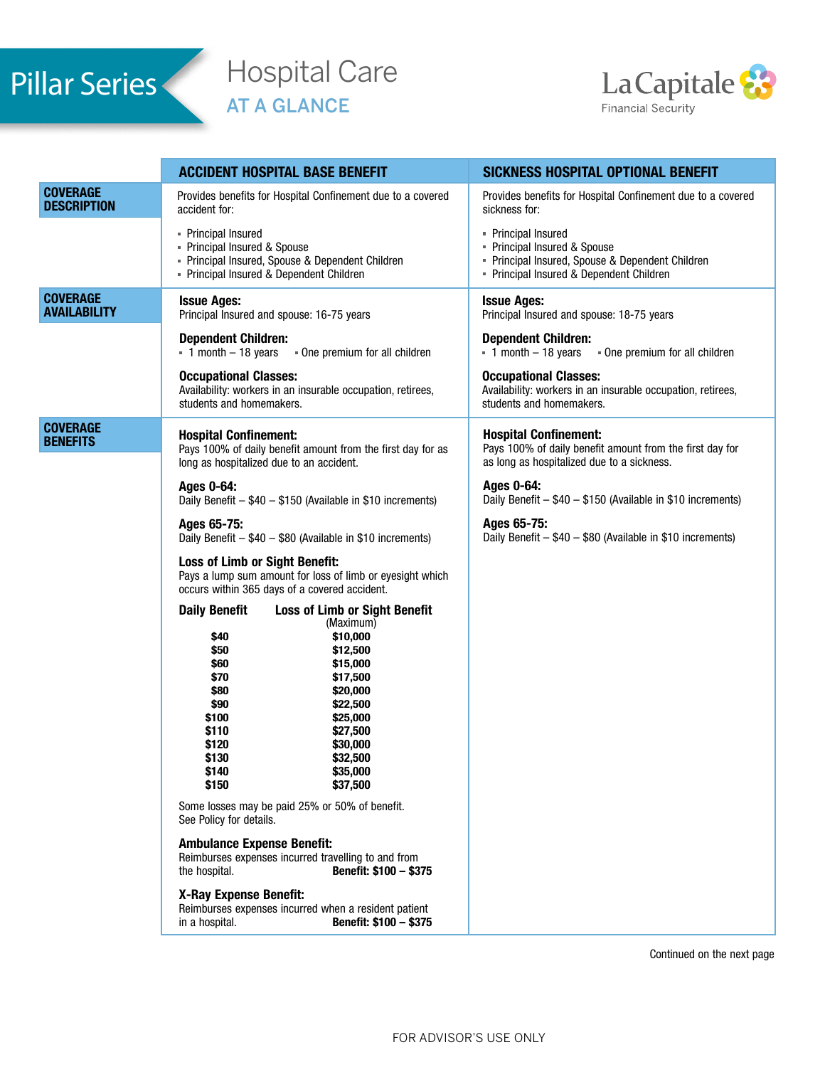# Pillar Series

## Hospital Care

### AT A GLANCE

La Capitale Financial Security

| | ACCIDENT HOSPITAL BASE BENEFIT | SICKNESS HOSPITAL OPTIONAL BENEFIT |
|---|---|---|
| **COVERAGE DESCRIPTION** | Provides benefits for Hospital Confinement due to a covered accident for:<br>▪ Principal Insured<br>▪ Principal Insured & Spouse<br>▪ Principal Insured, Spouse & Dependent Children<br>▪ Principal Insured & Dependent Children | Provides benefits for Hospital Confinement due to a covered sickness for:<br>▪ Principal Insured<br>▪ Principal Insured & Spouse<br>▪ Principal Insured, Spouse & Dependent Children<br>▪ Principal Insured & Dependent Children |
| **COVERAGE AVAILABILITY** | **Issue Ages:**<br>Principal Insured and spouse: 16-75 years<br>**Dependent Children:**<br>▪ 1 month – 18 years ▪ One premium for all children<br>**Occupational Classes:**<br>Availability: workers in an insurable occupation, retirees, students and homemakers. | **Issue Ages:**<br>Principal Insured and spouse: 18-75 years<br>**Dependent Children:**<br>▪ 1 month – 18 years ▪ One premium for all children<br>**Occupational Classes:**<br>Availability: workers in an insurable occupation, retirees, students and homemakers. |
| **COVERAGE BENEFITS** | **Hospital Confinement:**<br>Pays 100% of daily benefit amount from the first day for as long as hospitalized due to an accident.<br>**Ages 0-64:**<br>Daily Benefit – $40 – $150 (Available in $10 increments)<br>**Ages 65-75:**<br>Daily Benefit – $40 – $80 (Available in $10 increments)<br>**Loss of Limb or Sight Benefit:**<br>Pays a lump sum amount for loss of limb or eyesight which occurs within 365 days of a covered accident. | **Hospital Confinement:**<br>Pays 100% of daily benefit amount from the first day for as long as hospitalized due to a sickness.<br>**Ages 0-64:**<br>Daily Benefit – $40 – $150 (Available in $10 increments)<br>**Ages 65-75:**<br>Daily Benefit – $40 – $80 (Available in $10 increments) |

| Daily Benefit | Loss of Limb or Sight Benefit (Maximum) |
|---|---|
| $40 | $10,000 |
| $50 | $12,500 |
| $60 | $15,000 |
| $70 | $17,500 |
| $80 | $20,000 |
| $90 | $22,500 |
| $100 | $25,000 |
| $110 | $27,500 |
| $120 | $30,000 |
| $130 | $32,500 |
| $140 | $35,000 |
| $150 | $37,500 |

Some losses may be paid 25% or 50% of benefit. See Policy for details.

**Ambulance Expense Benefit:**
Reimburses expenses incurred travelling to and from the hospital. **Benefit: $100 – $375**

**X-Ray Expense Benefit:**
Reimburses expenses incurred when a resident patient in a hospital. **Benefit: $100 – $375**

Continued on the next page

FOR ADVISOR'S USE ONLY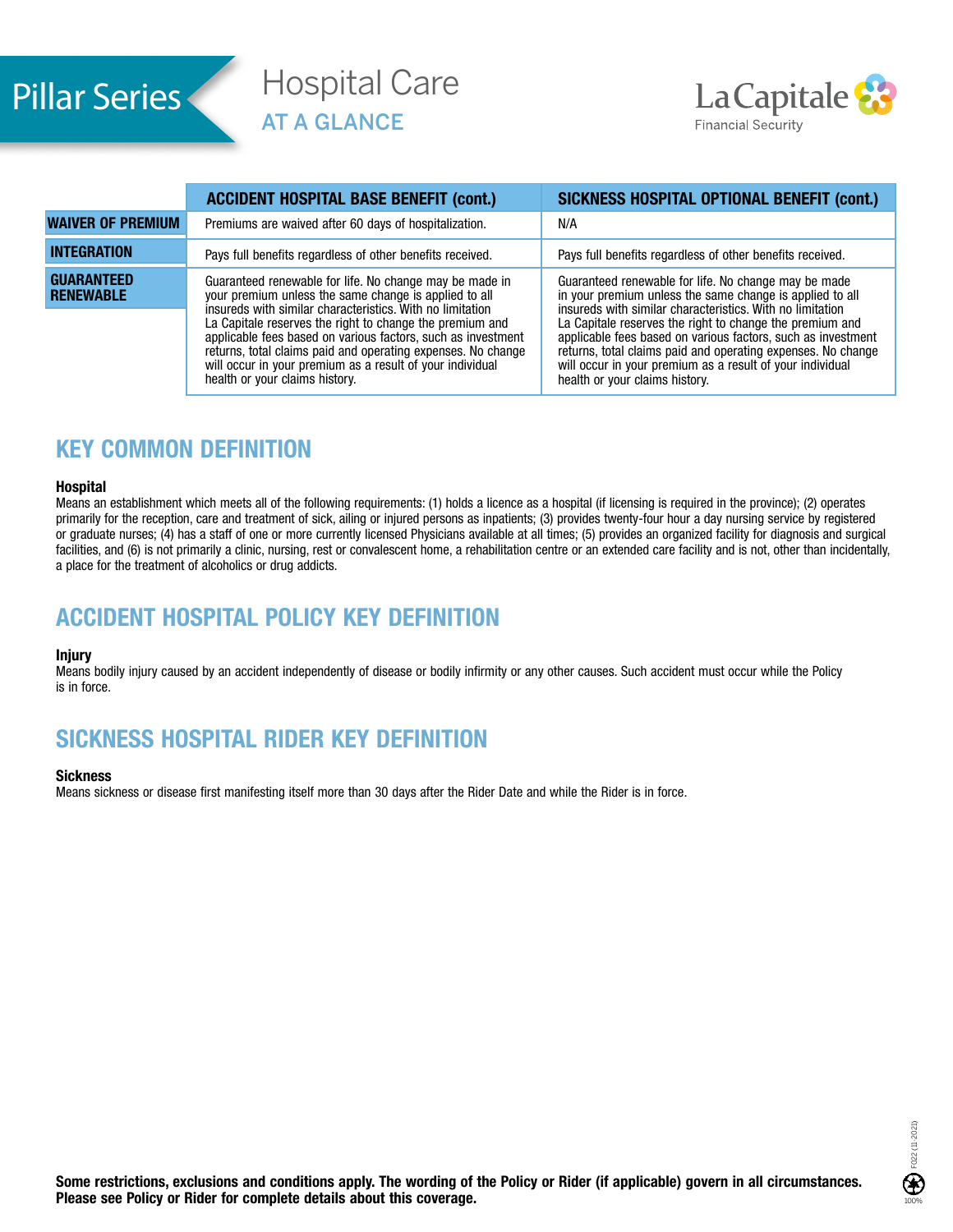# Pillar Series

## Hospital Care AT A GLANCE

La Capitale Financial Security

| | ACCIDENT HOSPITAL BASE BENEFIT (cont.) | SICKNESS HOSPITAL OPTIONAL BENEFIT (cont.) |
|---|---|---|
| **WAIVER OF PREMIUM** | Premiums are waived after 60 days of hospitalization. | N/A |
| **INTEGRATION** | Pays full benefits regardless of other benefits received. | Pays full benefits regardless of other benefits received. |
| **GUARANTEED RENEWABLE** | Guaranteed renewable for life. No change may be made in your premium unless the same change is applied to all insureds with similar characteristics. With no limitation La Capitale reserves the right to change the premium and applicable fees based on various factors, such as investment returns, total claims paid and operating expenses. No change will occur in your premium as a result of your individual health or your claims history. | Guaranteed renewable for life. No change may be made in your premium unless the same change is applied to all insureds with similar characteristics. With no limitation La Capitale reserves the right to change the premium and applicable fees based on various factors, such as investment returns, total claims paid and operating expenses. No change will occur in your premium as a result of your individual health or your claims history. |

## KEY COMMON DEFINITION

**Hospital**
Means an establishment which meets all of the following requirements: (1) holds a licence as a hospital (if licensing is required in the province); (2) operates primarily for the reception, care and treatment of sick, ailing or injured persons as inpatients; (3) provides twenty-four hour a day nursing service by registered or graduate nurses; (4) has a staff of one or more currently licensed Physicians available at all times; (5) provides an organized facility for diagnosis and surgical facilities, and (6) is not primarily a clinic, nursing, rest or convalescent home, a rehabilitation centre or an extended care facility and is not, other than incidentally, a place for the treatment of alcoholics or drug addicts.

## ACCIDENT HOSPITAL POLICY KEY DEFINITION

**Injury**
Means bodily injury caused by an accident independently of disease or bodily infirmity or any other causes. Such accident must occur while the Policy is in force.

## SICKNESS HOSPITAL RIDER KEY DEFINITION

**Sickness**
Means sickness or disease first manifesting itself more than 30 days after the Rider Date and while the Rider is in force.

**Some restrictions, exclusions and conditions apply. The wording of the Policy or Rider (if applicable) govern in all circumstances. Please see Policy or Rider for complete details about this coverage.**

F022 (11-2021)